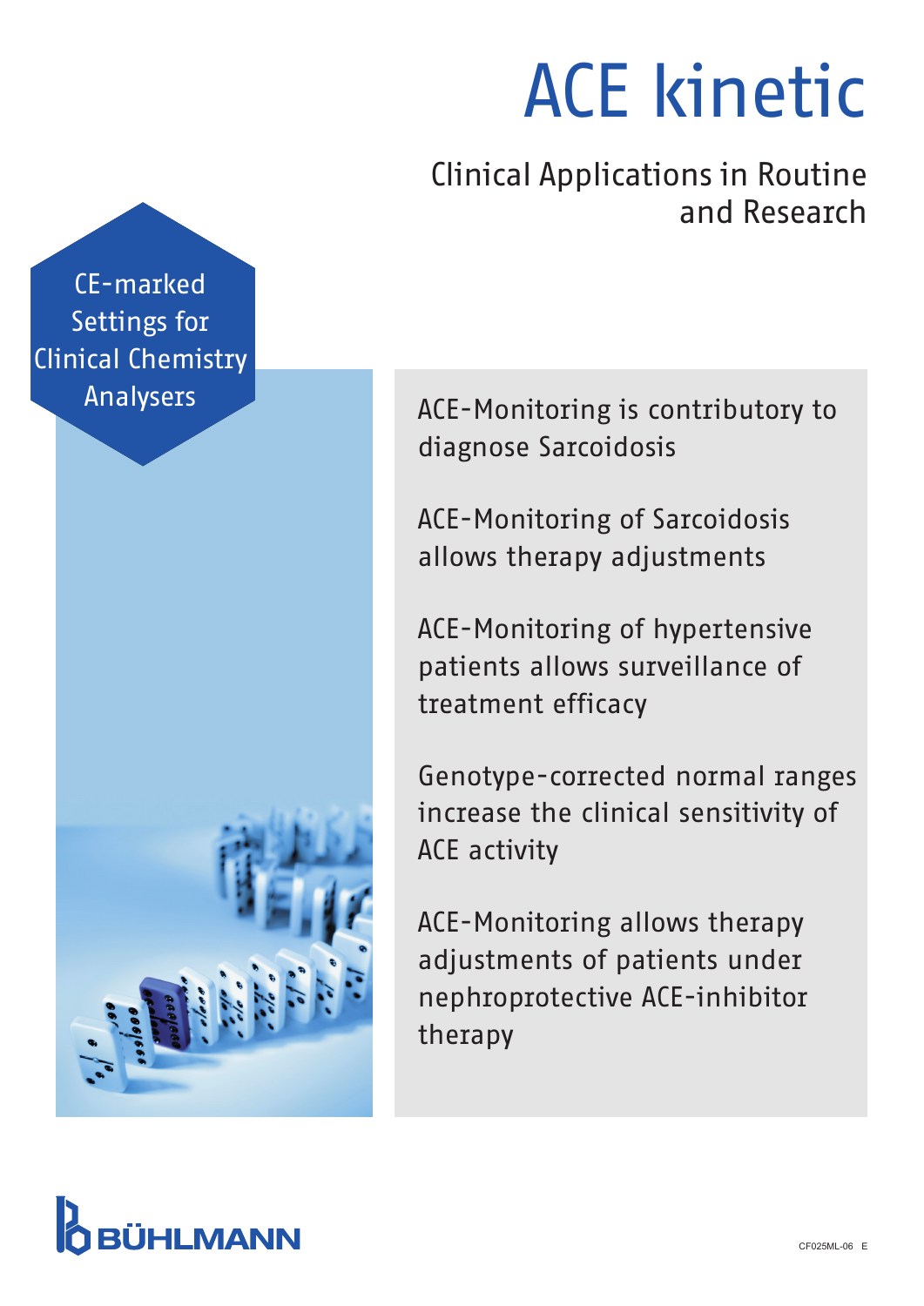# ACE kinetic

## Clinical Applications in Routine and Research

CE-marked Settings for Clinical Chemistry Analysers

ACE-Monitoring is contributory to diagnose Sarcoidosis

ACE-Monitoring of Sarcoidosis allows therapy adjustments

ACE-Monitoring of hypertensive patients allows surveillance of treatment efficacy

Genotype-corrected normal ranges increase the clinical sensitivity of ACE activity

ACE-Monitoring allows therapy adjustments of patients under nephroprotective ACE-inhibitor therapy

BÜHLMANN

CF025ML-06 E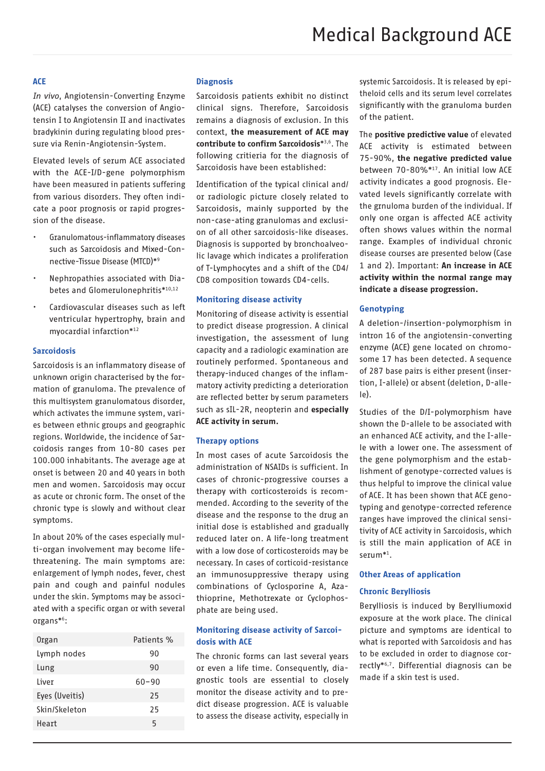# Medical Background ACE

## ACE

*In vivo*, Angiotensin-Converting Enzyme (ACE) catalyses the conversion of Angiotensin I to Angiotensin II and inactivates bradykinin during regulating blood pressure via Renin-Angiotensin-System.

Elevated levels of serum ACE associated with the ACE-I/D-gene polymorphism have been measured in patients suffering from various disorders. They often indicate a poor prognosis or rapid progression of the disease.

- Granulomatous-inflammatory diseases such as Sarcoidosis and Mixed-Connective-Tissue Disease (MTCD)*[9]
- Nephropathies associated with Diabetes and Glomerulonephritis*[10,12]
- Cardiovascular diseases such as left ventricular hypertrophy, brain and myocardial infarction*[12]

## Sarcoidosis

Sarcoidosis is an inflammatory disease of unknown origin characterised by the formation of granuloma. The prevalence of this multisystem granulomatous disorder, which activates the immune system, varies between ethnic groups and geographic regions. Worldwide, the incidence of Sarcoidosis ranges from 10-80 cases per 100.000 inhabitants. The average age at onset is between 20 and 40 years in both men and women. Sarcoidosis may occur as acute or chronic form. The onset of the chronic type is slowly and without clear symptoms.

In about 20% of the cases especially multi-organ involvement may become life-threatening. The main symptoms are: enlargement of lymph nodes, fever, chest pain and cough and painful nodules under the skin. Symptoms may be associated with a specific organ or with several organs*[6]:

| Organ | Patients % |
|---|---|
| Lymph nodes | 90 |
| Lung | 90 |
| Liver | 60–90 |
| Eyes (Uveitis) | 25 |
| Skin/Skeleton | 25 |
| Heart | 5 |

## Diagnosis

Sarcoidosis patients exhibit no distinct clinical signs. Therefore, Sarcoidosis remains a diagnosis of exclusion. In this context, **the measurement of ACE may contribute to confirm Sarcoidosis***[3,6]. The following critieria for the diagnosis of Sarcoidosis have been established:

Identification of the typical clinical and/or radiologic picture closely related to Sarcoidosis, mainly supported by the non-case-ating granulomas and exclusion of all other sarcoidosis-like diseases. Diagnosis is supported by bronchoalveolic lavage which indicates a proliferation of T-Lymphocytes and a shift of the CD4/CD8 composition towards CD4-cells.

## Monitoring disease activity

Monitoring of disease activity is essential to predict disease progression. A clinical investigation, the assessment of lung capacity and a radiologic examination are routinely performed. Spontaneous and therapy-induced changes of the inflammatory activity predicting a deterioration are reflected better by serum parameters such as sIL-2R, neopterin and **especially ACE activity in serum.**

## Therapy options

In most cases of acute Sarcoidosis the administration of NSAIDs is sufficient. In cases of chronic-progressive courses a therapy with corticosteroids is recommended. According to the severity of the disease and the response to the drug an initial dose is established and gradually reduced later on. A life-long treatment with a low dose of corticosteroids may be necessary. In cases of corticoid-resistance an immunosuppressive therapy using combinations of Cyclosporine A, Azathioprine, Methotrexate or Cyclophosphate are being used.

## Monitoring disease activity of Sarcoidosis with ACE

The chronic forms can last several years or even a life time. Consequently, diagnostic tools are essential to closely monitor the disease activity and to predict disease progression. ACE is valuable to assess the disease activity, especially in systemic Sarcoidosis. It is released by epitheloid cells and its serum level correlates significantly with the granuloma burden of the patient.

The **positive predictive value** of elevated ACE activity is estimated between 75-90%, **the negative predicted value** between 70-80%*[17]. An initial low ACE activity indicates a good prognosis. Elevated levels significantly correlate with the grnuloma burden of the individual. If only one organ is affected ACE activity often shows values within the normal range. Examples of individual chronic disease courses are presented below (Case 1 and 2). Important: **An increase in ACE activity within the normal range may indicate a disease progression.**

## Genotyping

A deletion-/insertion-polymorphism in intron 16 of the angiotensin-converting enzyme (ACE) gene located on chromosome 17 has been detected. A sequence of 287 base pairs is either present (insertion, I-allele) or absent (deletion, D-allele).

Studies of the D/I-polymorphism have shown the D-allele to be associated with an enhanced ACE activity, and the I-allele with a lower one. The assessment of the gene polymorphism and the establishment of genotype-corrected values is thus helpful to improve the clinical value of ACE. It has been shown that ACE genotyping and genotype-corrected reference ranges have improved the clinical sensitivity of ACE activity in Sarcoidosis, which is still the main application of ACE in serum*[1].

## Other Areas of application

### Chronic Berylliosis

Berylliosis is induced by Berylliumoxid exposure at the work place. The clinical picture and symptoms are identical to what is reported with Sarcoidosis and has to be excluded in order to diagnose correctly*[6,7]. Differential diagnosis can be made if a skin test is used.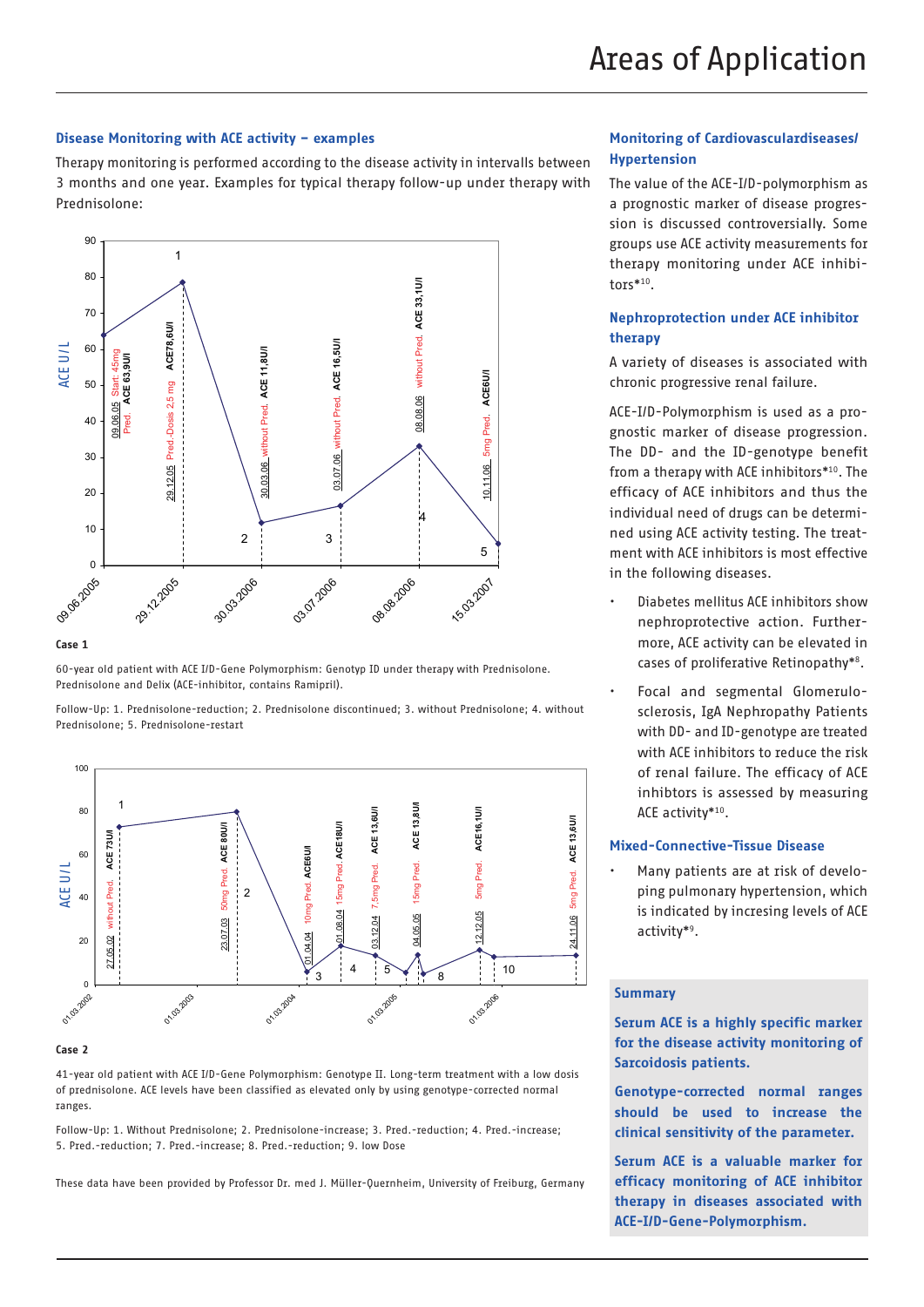# Areas of Application

## Disease Monitoring with ACE activity – examples

Therapy monitoring is performed according to the disease activity in intervalls between 3 months and one year. Examples for typical therapy follow-up under therapy with Prednisolone:

**Case 1**

60-year old patient with ACE I/D-Gene Polymorphism: Genotyp ID under therapy with Prednisolone. Prednisolone and Delix (ACE-inhibitor, contains Ramipril).

Follow-Up: 1. Prednisolone-reduction; 2. Prednisolone discontinued; 3. without Prednisolone; 4. without Prednisolone; 5. Prednisolone-restart

**Case 2**

41-year old patient with ACE I/D-Gene Polymorphism: Genotype II. Long-term treatment with a low dosis of prednisolone. ACE levels have been classified as elevated only by using genotype-corrected normal ranges.

Follow-Up: 1. Without Prednisolone; 2. Prednisolone-increase; 3. Pred.-reduction; 4. Pred.-increase; 5. Pred.-reduction; 7. Pred.-increase; 8. Pred.-reduction; 9. low Dose

These data have been provided by Professor Dr. med J. Müller-Quernheim, University of Freiburg, Germany

## Monitoring of Cardiovasculardiseases/ Hypertension

The value of the ACE-I/D-polymorphism as a prognostic marker of disease progression is discussed controversially. Some groups use ACE activity measurements for therapy monitoring under ACE inhibitors*[10].

## Nephroprotection under ACE inhibitor therapy

A variety of diseases is associated with chronic progressive renal failure.

ACE-I/D-Polymorphism is used as a prognostic marker of disease progression. The DD- and the ID-genotype benefit from a therapy with ACE inhibitors*[10]. The efficacy of ACE inhibitors and thus the individual need of drugs can be determined using ACE activity testing. The treatment with ACE inhibitors is most effective in the following diseases.

- Diabetes mellitus ACE inhibitors show nephroprotective action. Furthermore, ACE activity can be elevated in cases of proliferative Retinopathy*[8].
- Focal and segmental Glomerulosclerosis, IgA Nephropathy Patients with DD- and ID-genotype are treated with ACE inhibitors to reduce the risk of renal failure. The efficacy of ACE inhibtors is assessed by measuring ACE activity*[10].

## Mixed-Connective-Tissue Disease

- Many patients are at risk of developing pulmonary hypertension, which is indicated by incresing levels of ACE activity*[9].

## Summary

**Serum ACE is a highly specific marker for the disease activity monitoring of Sarcoidosis patients.**

**Genotype-corrected normal ranges should be used to increase the clinical sensitivity of the parameter.**

**Serum ACE is a valuable marker for efficacy monitoring of ACE inhibitor therapy in diseases associated with ACE-I/D-Gene-Polymorphism.**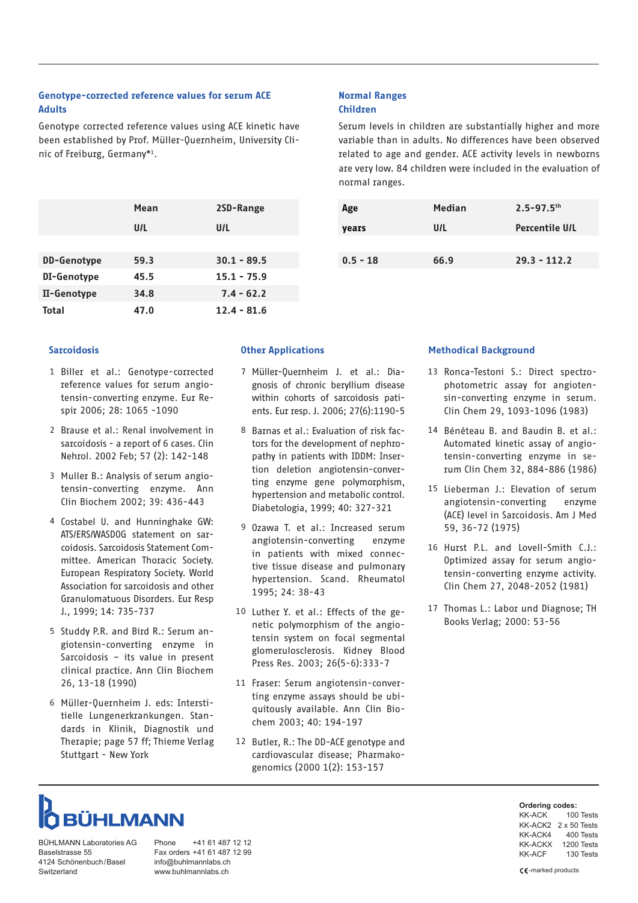## Genotype-corrected reference values for serum ACE
### Adults

Genotype corrected reference values using ACE kinetic have been established by Prof. Müller-Quernheim, University Clinic of Freiburg, Germany*[1].

| | Mean U/L | 2SD-Range U/L |
|---|---|---|
| DD-Genotype | 59.3 | 30.1 - 89.5 |
| DI-Genotype | 45.5 | 15.1 - 75.9 |
| II-Genotype | 34.8 | 7.4 - 62.2 |
| Total | 47.0 | 12.4 - 81.6 |

## Normal Ranges
### Children

Serum levels in children are substantially higher and more variable than in adults. No differences have been observed related to age and gender. ACE activity levels in newborns are very low. 84 children were included in the evaluation of normal ranges.

| Age years | Median U/L | 2.5-97.5th Percentile U/L |
|---|---|---|
| 0.5 - 18 | 66.9 | 29.3 - 112.2 |

### Sarcoidosis

1. Biller et al.: Genotype-corrected reference values for serum angiotensin-converting enzyme. Eur Respir 2006; 28: 1065 -1090
2. Brause et al.: Renal involvement in sarcoidosis - a report of 6 cases. Clin Nehrol. 2002 Feb; 57 (2): 142-148
3. Muller B.: Analysis of serum angiotensin-converting enzyme. Ann Clin Biochem 2002; 39: 436-443
4. Costabel U. and Hunninghake GW: ATS/ERS/WASDOG statement on sarcoidosis. Sarcoidosis Statement Committee. American Thoracic Society. European Respiratory Society. World Association for sarcoidosis and other Granulomatuous Disorders. Eur Resp J., 1999; 14: 735-737
5. Studdy P.R. and Bird R.: Serum angiotensin-converting enzyme in Sarcoidosis – its value in present clinical practice. Ann Clin Biochem 26, 13-18 (1990)
6. Müller-Quernheim J. eds: Interstitielle Lungenerkrankungen. Standards in Klinik, Diagnostik und Therapie; page 57 ff; Thieme Verlag Stuttgart - New York

### Other Applications

7. Müller-Quernheim J. et al.: Diagnosis of chronic beryllium disease within cohorts of sarcoidosis patients. Eur resp. J. 2006; 27(6):1190-5
8. Barnas et al.: Evaluation of risk factors for the development of nephropathy in patients with IDDM: Insertion deletion angiotensin-converting enzyme gene polymorphism, hypertension and metabolic control. Diabetologia, 1999; 40: 327-321
9. Ozawa T. et al.: Increased serum angiotensin-converting enzyme in patients with mixed connective tissue disease and pulmonary hypertension. Scand. Rheumatol 1995; 24: 38-43
10. Luther Y. et al.: Effects of the genetic polymorphism of the angiotensin system on focal segmental glomerulosclerosis. Kidney Blood Press Res. 2003; 26(5-6):333-7
11. Fraser: Serum angiotensin-converting enzyme assays should be ubiquitously available. Ann Clin Biochem 2003; 40: 194-197
12. Butler, R.: The DD-ACE genotype and cardiovascular disease; Pharmakogenomics (2000 1(2): 153-157

### Methodical Background

13. Ronca-Testoni S.: Direct spectrophotometric assay for angiotensin-converting enzyme in serum. Clin Chem 29, 1093-1096 (1983)
14. Bénéteau B. and Baudin B. et al.: Automated kinetic assay of angiotensin-converting enzyme in serum Clin Chem 32, 884-886 (1986)
15. Lieberman J.: Elevation of serum angiotensin-converting enzyme (ACE) level in Sarcoidosis. Am J Med 59, 36-72 (1975)
16. Hurst P.L. and Lovell-Smith C.J.: Optimized assay for serum angiotensin-converting enzyme activity. Clin Chem 27, 2048-2052 (1981)
17. Thomas L.: Labor und Diagnose; TH Books Verlag; 2000: 53-56

BÜHLMANN

BÜHLMANN Laboratories AG
Baselstrasse 55
4124 Schönenbuch/Basel
Switzerland

Phone +41 61 487 12 12
Fax orders +41 61 487 12 99
info@buhlmannlabs.ch
www.buhlmannlabs.ch

**Ordering codes:**

| | |
|---|---|
| KK-ACK | 100 Tests |
| KK-ACK2 | 2 x 50 Tests |
| KK-ACK4 | 400 Tests |
| KK-ACKX | 1200 Tests |
| KK-ACF | 130 Tests |

CE-marked products